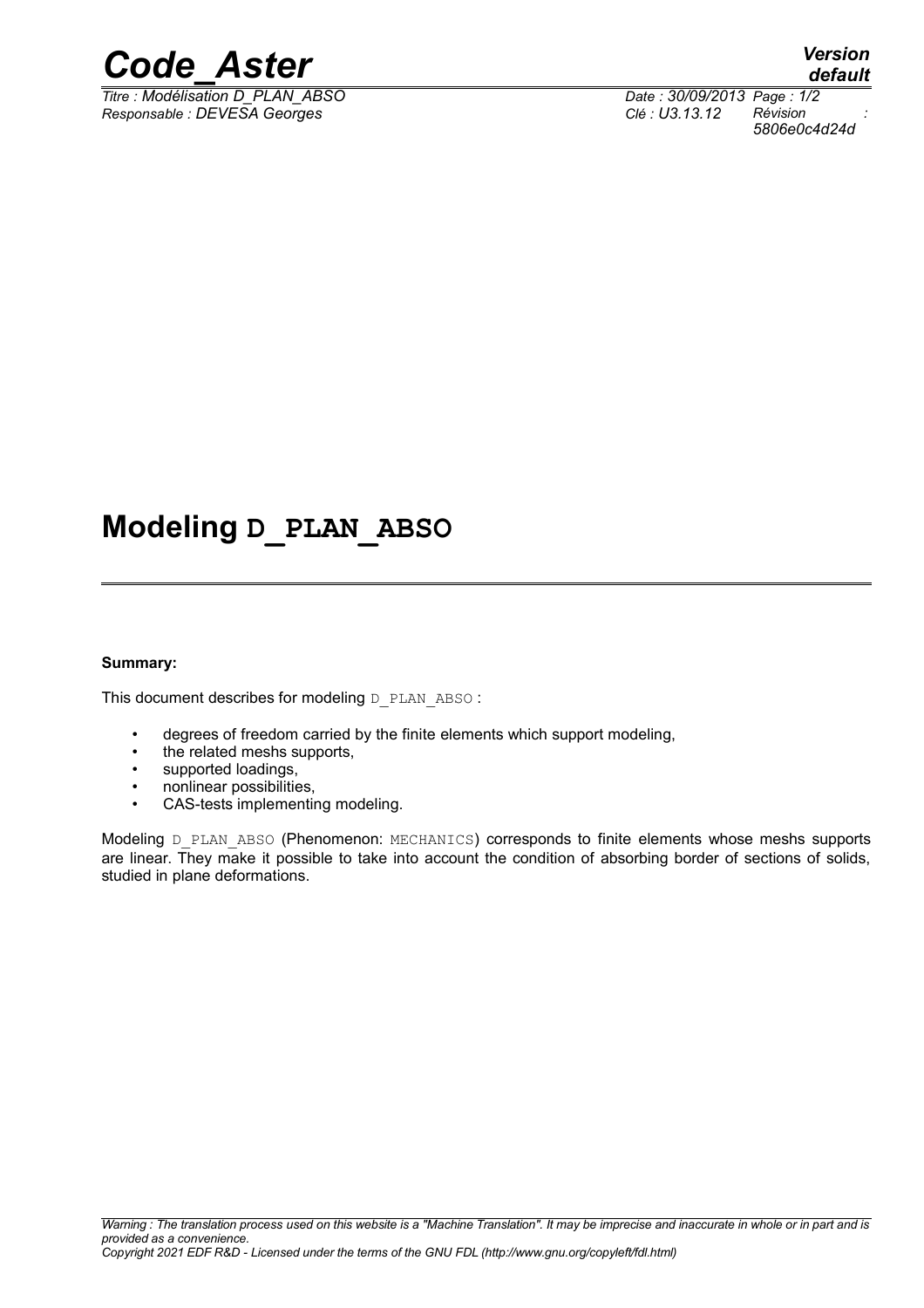# Modeling D_PLAN_ABSO

**Summary:**

This document describes for modeling D_PLAN_ABSO :

- degrees of freedom carried by the finite elements which support modeling,
- the related meshs supports,
- supported loadings,
- nonlinear possibilities,
- CAS-tests implementing modeling.

Modeling D_PLAN_ABSO (Phenomenon: MECHANICS) corresponds to finite elements whose meshs supports are linear. They make it possible to take into account the condition of absorbing border of sections of solids, studied in plane deformations.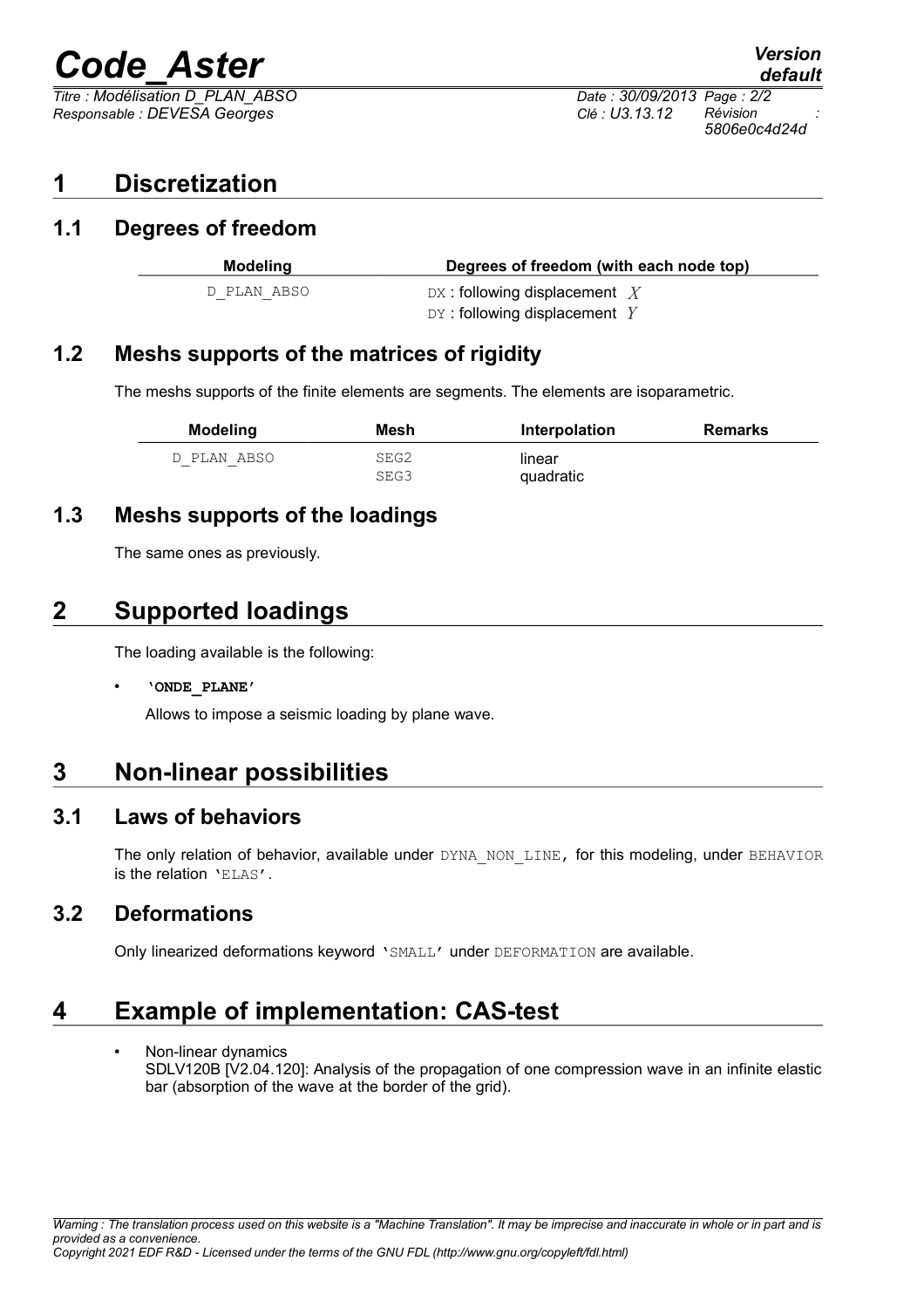# 1 Discretization

## 1.1 Degrees of freedom

| Modeling | Degrees of freedom (with each node top) |
|---|---|
| D_PLAN_ABSO | DX : following displacement $X$<br>DY : following displacement $Y$ |

## 1.2 Meshs supports of the matrices of rigidity

The meshs supports of the finite elements are segments. The elements are isoparametric.

| Modeling | Mesh | Interpolation | Remarks |
|---|---|---|---|
| D_PLAN_ABSO | SEG2<br>SEG3 | linear<br>quadratic | |

## 1.3 Meshs supports of the loadings

The same ones as previously.

# 2 Supported loadings

The loading available is the following:

- **'ONDE_PLANE'**

  Allows to impose a seismic loading by plane wave.

# 3 Non-linear possibilities

## 3.1 Laws of behaviors

The only relation of behavior, available under DYNA_NON_LINE, for this modeling, under BEHAVIOR is the relation 'ELAS'.

## 3.2 Deformations

Only linearized deformations keyword 'SMALL' under DEFORMATION are available.

# 4 Example of implementation: CAS-test

- Non-linear dynamics
  SDLV120B [V2.04.120]: Analysis of the propagation of one compression wave in an infinite elastic bar (absorption of the wave at the border of the grid).